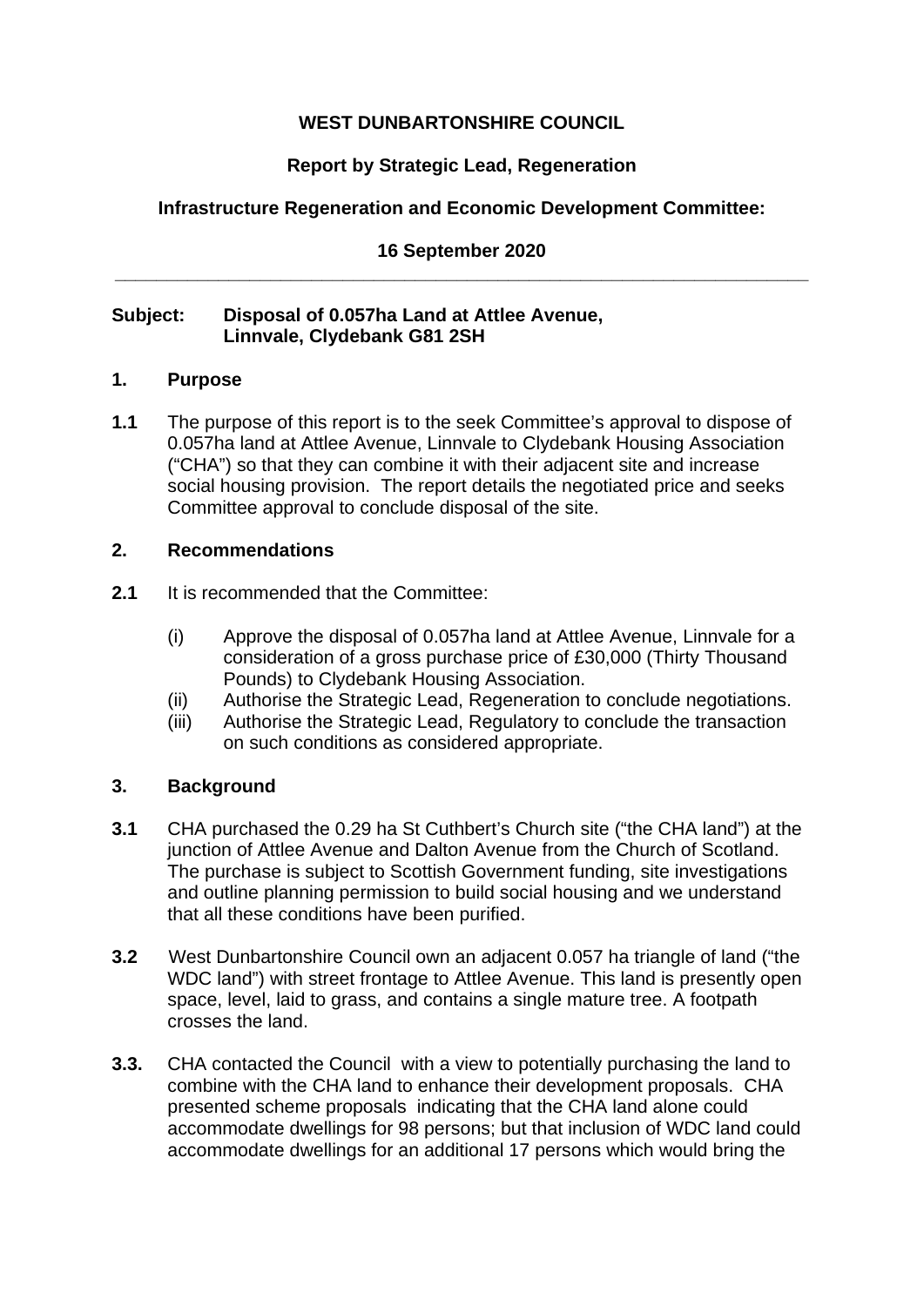**WEST DUNBARTONSHIRE COUNCIL**

**Report by Strategic Lead, Regeneration**

**Infrastructure Regeneration and Economic Development Committee:**

**16 September 2020**

---

**Subject: Disposal of 0.057ha Land at Attlee Avenue, Linnvale, Clydebank G81 2SH**

## 1. Purpose

**1.1** The purpose of this report is to the seek Committee's approval to dispose of 0.057ha land at Attlee Avenue, Linnvale to Clydebank Housing Association ("CHA") so that they can combine it with their adjacent site and increase social housing provision. The report details the negotiated price and seeks Committee approval to conclude disposal of the site.

## 2. Recommendations

**2.1** It is recommended that the Committee:

(i) Approve the disposal of 0.057ha land at Attlee Avenue, Linnvale for a consideration of a gross purchase price of £30,000 (Thirty Thousand Pounds) to Clydebank Housing Association.

(ii) Authorise the Strategic Lead, Regeneration to conclude negotiations.

(iii) Authorise the Strategic Lead, Regulatory to conclude the transaction on such conditions as considered appropriate.

## 3. Background

**3.1** CHA purchased the 0.29 ha St Cuthbert's Church site ("the CHA land") at the junction of Attlee Avenue and Dalton Avenue from the Church of Scotland. The purchase is subject to Scottish Government funding, site investigations and outline planning permission to build social housing and we understand that all these conditions have been purified.

**3.2** West Dunbartonshire Council own an adjacent 0.057 ha triangle of land ("the WDC land") with street frontage to Attlee Avenue. This land is presently open space, level, laid to grass, and contains a single mature tree. A footpath crosses the land.

**3.3.** CHA contacted the Council with a view to potentially purchasing the land to combine with the CHA land to enhance their development proposals. CHA presented scheme proposals indicating that the CHA land alone could accommodate dwellings for 98 persons; but that inclusion of WDC land could accommodate dwellings for an additional 17 persons which would bring the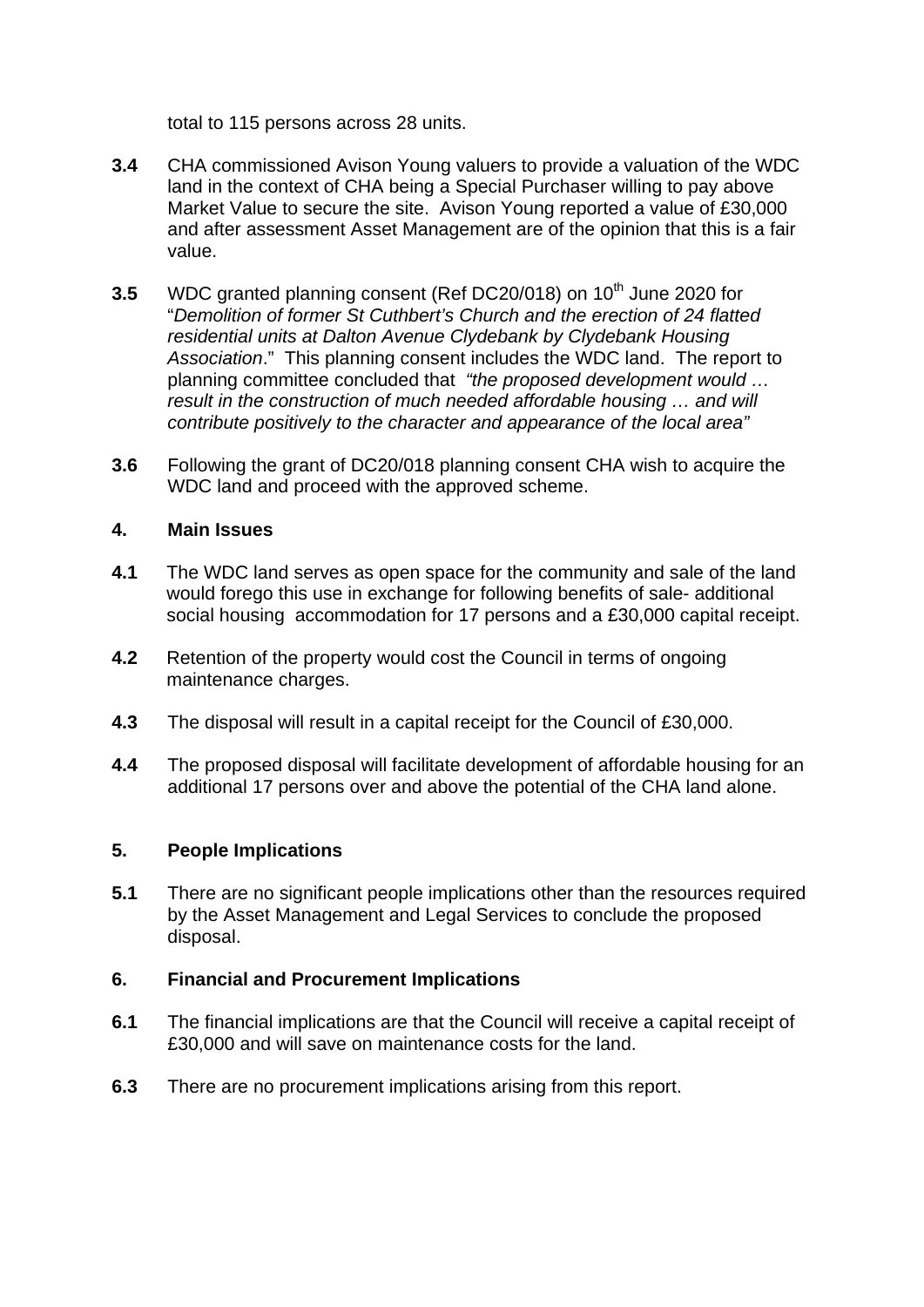total to 115 persons across 28 units.

**3.4** CHA commissioned Avison Young valuers to provide a valuation of the WDC land in the context of CHA being a Special Purchaser willing to pay above Market Value to secure the site. Avison Young reported a value of £30,000 and after assessment Asset Management are of the opinion that this is a fair value.

**3.5** WDC granted planning consent (Ref DC20/018) on 10th June 2020 for "*Demolition of former St Cuthbert's Church and the erection of 24 flatted residential units at Dalton Avenue Clydebank by Clydebank Housing Association*." This planning consent includes the WDC land. The report to planning committee concluded that *"the proposed development would … result in the construction of much needed affordable housing … and will contribute positively to the character and appearance of the local area"*

**3.6** Following the grant of DC20/018 planning consent CHA wish to acquire the WDC land and proceed with the approved scheme.

## 4. Main Issues

**4.1** The WDC land serves as open space for the community and sale of the land would forego this use in exchange for following benefits of sale- additional social housing accommodation for 17 persons and a £30,000 capital receipt.

**4.2** Retention of the property would cost the Council in terms of ongoing maintenance charges.

**4.3** The disposal will result in a capital receipt for the Council of £30,000.

**4.4** The proposed disposal will facilitate development of affordable housing for an additional 17 persons over and above the potential of the CHA land alone.

## 5. People Implications

**5.1** There are no significant people implications other than the resources required by the Asset Management and Legal Services to conclude the proposed disposal.

## 6. Financial and Procurement Implications

**6.1** The financial implications are that the Council will receive a capital receipt of £30,000 and will save on maintenance costs for the land.

**6.3** There are no procurement implications arising from this report.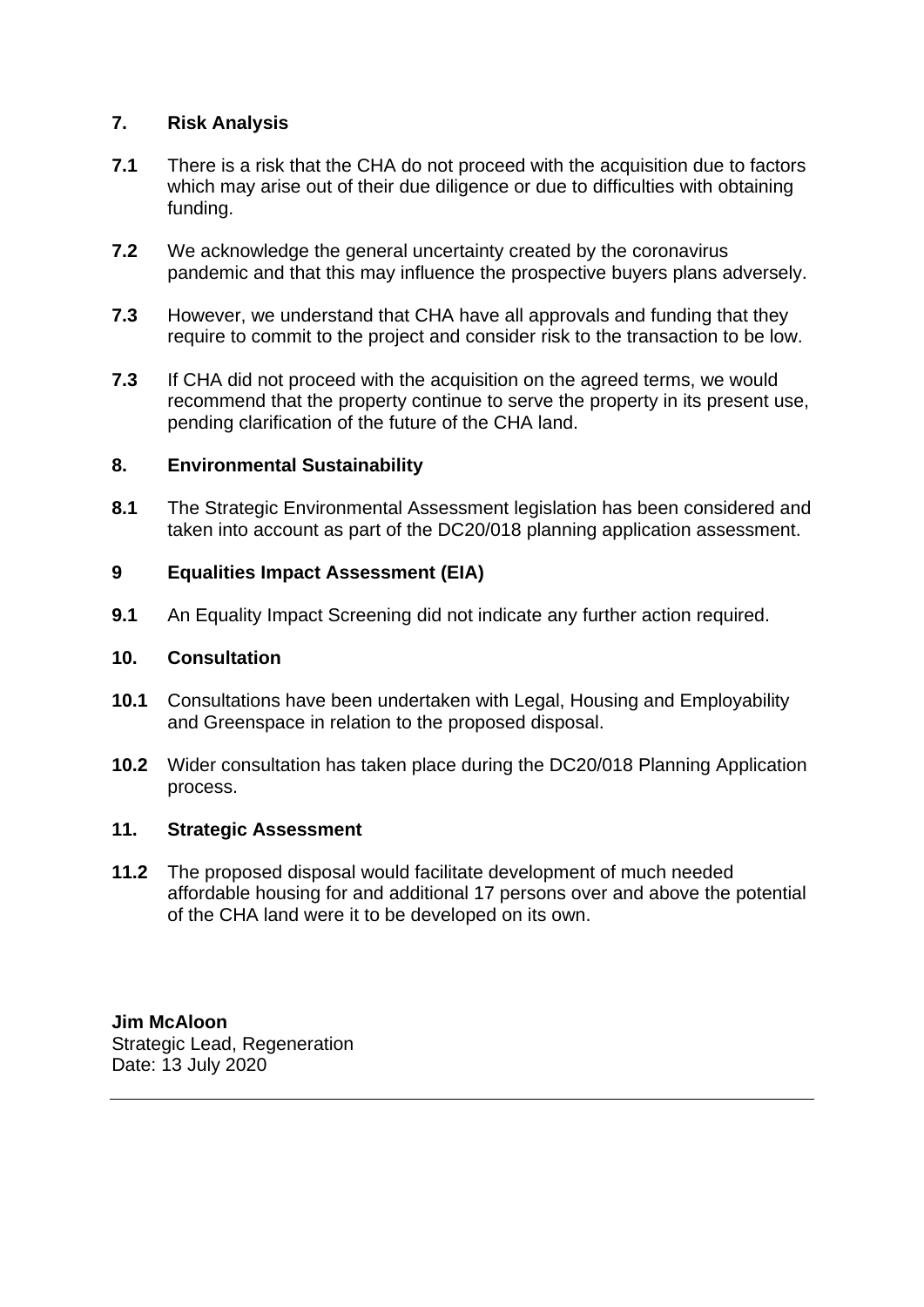## 7. Risk Analysis

**7.1** There is a risk that the CHA do not proceed with the acquisition due to factors which may arise out of their due diligence or due to difficulties with obtaining funding.

**7.2** We acknowledge the general uncertainty created by the coronavirus pandemic and that this may influence the prospective buyers plans adversely.

**7.3** However, we understand that CHA have all approvals and funding that they require to commit to the project and consider risk to the transaction to be low.

**7.3** If CHA did not proceed with the acquisition on the agreed terms, we would recommend that the property continue to serve the property in its present use, pending clarification of the future of the CHA land.

## 8. Environmental Sustainability

**8.1** The Strategic Environmental Assessment legislation has been considered and taken into account as part of the DC20/018 planning application assessment.

## 9 Equalities Impact Assessment (EIA)

**9.1** An Equality Impact Screening did not indicate any further action required.

## 10. Consultation

**10.1** Consultations have been undertaken with Legal, Housing and Employability and Greenspace in relation to the proposed disposal.

**10.2** Wider consultation has taken place during the DC20/018 Planning Application process.

## 11. Strategic Assessment

**11.2** The proposed disposal would facilitate development of much needed affordable housing for and additional 17 persons over and above the potential of the CHA land were it to be developed on its own.

**Jim McAloon**
Strategic Lead, Regeneration
Date: 13 July 2020

---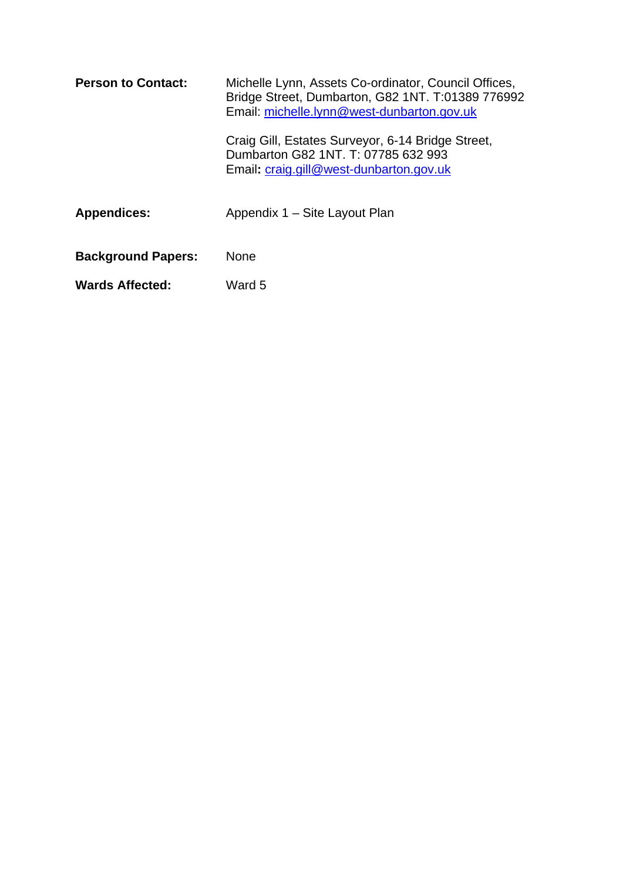**Person to Contact:** Michelle Lynn, Assets Co-ordinator, Council Offices, Bridge Street, Dumbarton, G82 1NT. T:01389 776992
Email: michelle.lynn@west-dunbarton.gov.uk

Craig Gill, Estates Surveyor, 6-14 Bridge Street, Dumbarton G82 1NT. T: 07785 632 993
Email**:** craig.gill@west-dunbarton.gov.uk

**Appendices:** Appendix 1 – Site Layout Plan

**Background Papers:** None

**Wards Affected:** Ward 5